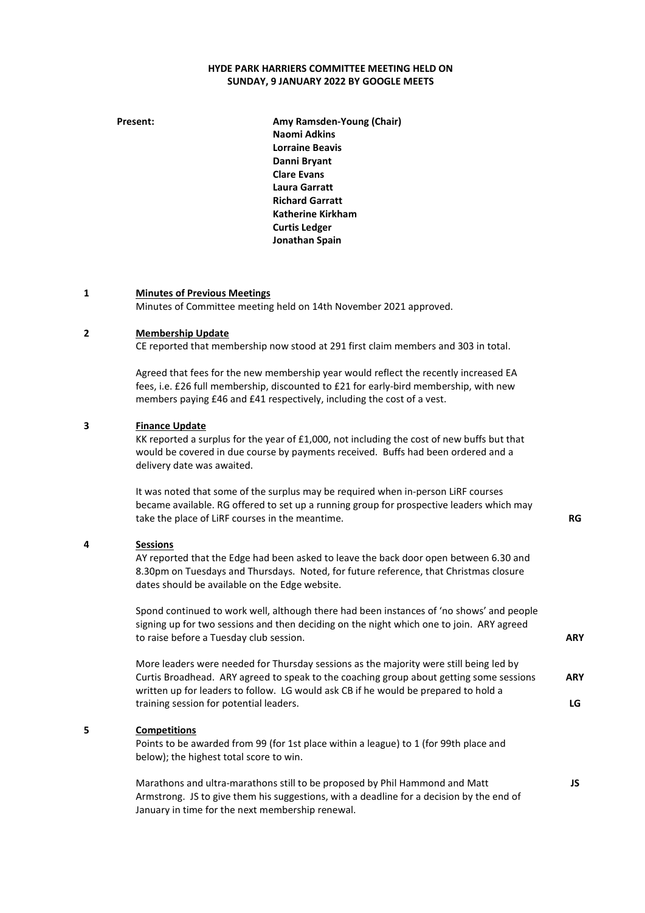**HYDE PARK HARRIERS COMMITTEE MEETING HELD ON SUNDAY, 9 JANUARY 2022 BY GOOGLE MEETS**

**Present:**

**Amy Ramsden-Young (Chair)**
**Naomi Adkins**
**Lorraine Beavis**
**Danni Bryant**
**Clare Evans**
**Laura Garratt**
**Richard Garratt**
**Katherine Kirkham**
**Curtis Ledger**
**Jonathan Spain**

**1 Minutes of Previous Meetings**

Minutes of Committee meeting held on 14th November 2021 approved.

**2 Membership Update**

CE reported that membership now stood at 291 first claim members and 303 in total.

Agreed that fees for the new membership year would reflect the recently increased EA fees, i.e. £26 full membership, discounted to £21 for early-bird membership, with new members paying £46 and £41 respectively, including the cost of a vest.

**3 Finance Update**

KK reported a surplus for the year of £1,000, not including the cost of new buffs but that would be covered in due course by payments received. Buffs had been ordered and a delivery date was awaited.

It was noted that some of the surplus may be required when in-person LiRF courses became available. RG offered to set up a running group for prospective leaders which may take the place of LiRF courses in the meantime. **RG**

**4 Sessions**

AY reported that the Edge had been asked to leave the back door open between 6.30 and 8.30pm on Tuesdays and Thursdays. Noted, for future reference, that Christmas closure dates should be available on the Edge website.

Spond continued to work well, although there had been instances of 'no shows' and people signing up for two sessions and then deciding on the night which one to join. ARY agreed to raise before a Tuesday club session. **ARY**

More leaders were needed for Thursday sessions as the majority were still being led by Curtis Broadhead. ARY agreed to speak to the coaching group about getting some sessions written up for leaders to follow. **ARY** LG would ask CB if he would be prepared to hold a training session for potential leaders. **LG**

**5 Competitions**

Points to be awarded from 99 (for 1st place within a league) to 1 (for 99th place and below); the highest total score to win.

Marathons and ultra-marathons still to be proposed by Phil Hammond and Matt Armstrong. JS to give them his suggestions, with a deadline for a decision by the end of January in time for the next membership renewal. **JS**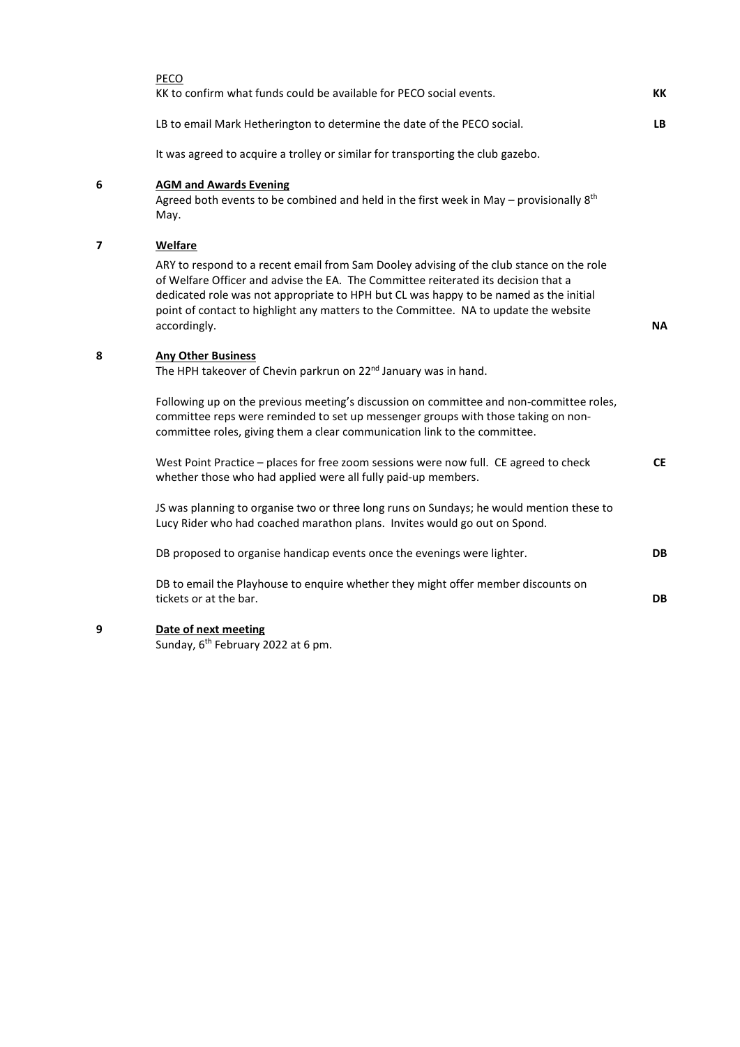PECO

KK to confirm what funds could be available for PECO social events. **KK**

LB to email Mark Hetherington to determine the date of the PECO social. **LB**

It was agreed to acquire a trolley or similar for transporting the club gazebo.

**6 AGM and Awards Evening**

Agreed both events to be combined and held in the first week in May – provisionally 8th May.

**7 Welfare**

ARY to respond to a recent email from Sam Dooley advising of the club stance on the role of Welfare Officer and advise the EA. The Committee reiterated its decision that a dedicated role was not appropriate to HPH but CL was happy to be named as the initial point of contact to highlight any matters to the Committee. NA to update the website accordingly. **NA**

**8 Any Other Business**

The HPH takeover of Chevin parkrun on 22nd January was in hand.

Following up on the previous meeting's discussion on committee and non-committee roles, committee reps were reminded to set up messenger groups with those taking on non-committee roles, giving them a clear communication link to the committee.

West Point Practice – places for free zoom sessions were now full. CE agreed to check whether those who had applied were all fully paid-up members. **CE**

JS was planning to organise two or three long runs on Sundays; he would mention these to Lucy Rider who had coached marathon plans. Invites would go out on Spond.

DB proposed to organise handicap events once the evenings were lighter. **DB**

DB to email the Playhouse to enquire whether they might offer member discounts on tickets or at the bar. **DB**

**9 Date of next meeting**

Sunday, 6th February 2022 at 6 pm.